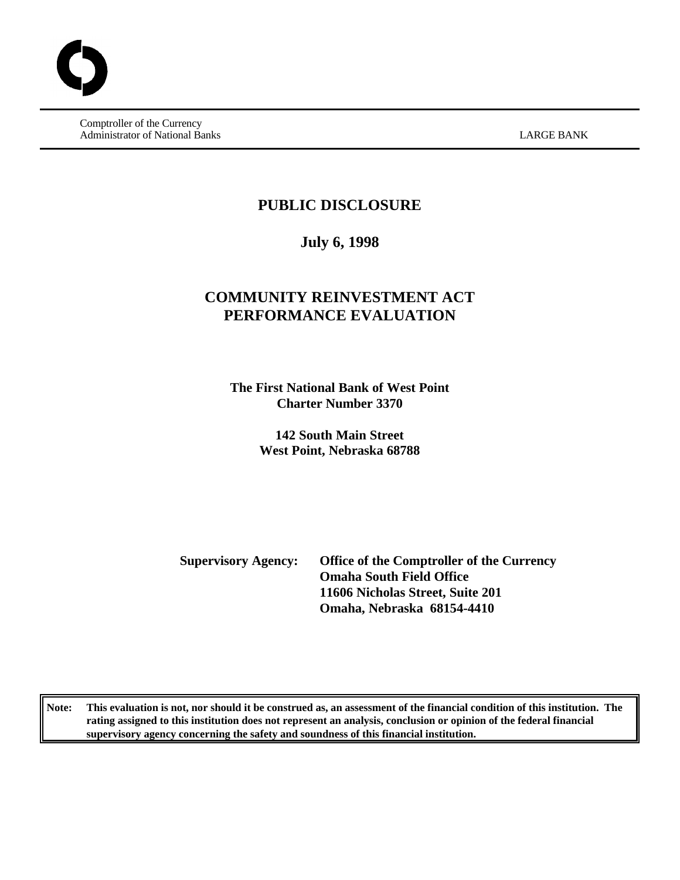Comptroller of the Currency
Administrator of National Banks

LARGE BANK

# PUBLIC DISCLOSURE

## July 6, 1998

## COMMUNITY REINVESTMENT ACT PERFORMANCE EVALUATION

**The First National Bank of West Point**
**Charter Number 3370**

**142 South Main Street**
**West Point, Nebraska 68788**

**Supervisory Agency:** **Office of the Comptroller of the Currency**
**Omaha South Field Office**
**11606 Nicholas Street, Suite 201**
**Omaha, Nebraska 68154-4410**

**Note: This evaluation is not, nor should it be construed as, an assessment of the financial condition of this institution. The rating assigned to this institution does not represent an analysis, conclusion or opinion of the federal financial supervisory agency concerning the safety and soundness of this financial institution.**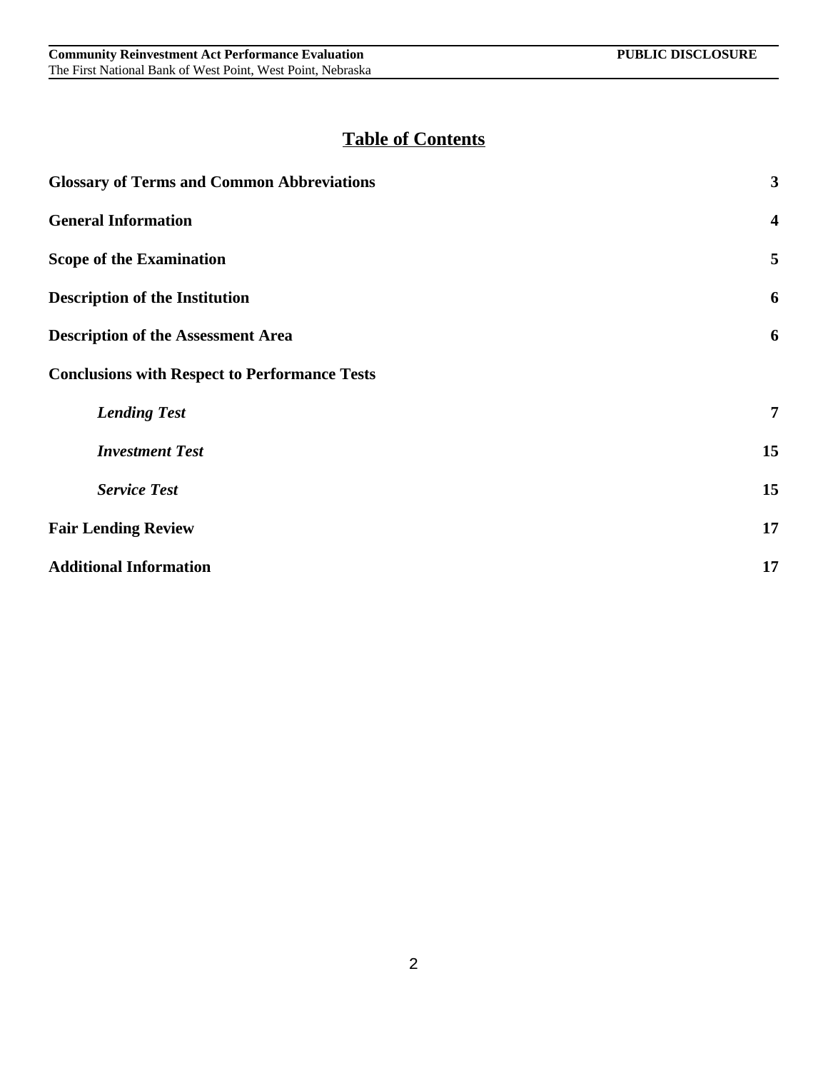# Table of Contents

| | |
|---|---|
| **Glossary of Terms and Common Abbreviations** | **3** |
| **General Information** | **4** |
| **Scope of the Examination** | **5** |
| **Description of the Institution** | **6** |
| **Description of the Assessment Area** | **6** |
| **Conclusions with Respect to Performance Tests** | |
| ***Lending Test*** | **7** |
| ***Investment Test*** | **15** |
| ***Service Test*** | **15** |
| **Fair Lending Review** | **17** |
| **Additional Information** | **17** |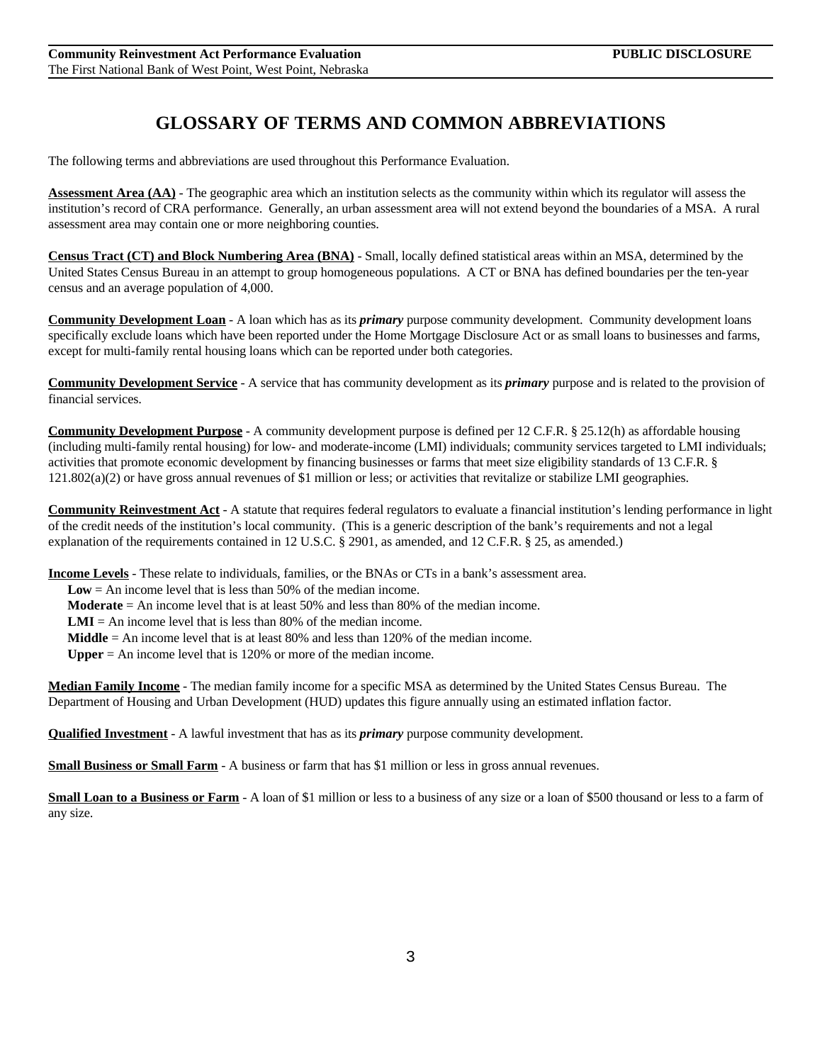# GLOSSARY OF TERMS AND COMMON ABBREVIATIONS

The following terms and abbreviations are used throughout this Performance Evaluation.

**Assessment Area (AA)** - The geographic area which an institution selects as the community within which its regulator will assess the institution's record of CRA performance. Generally, an urban assessment area will not extend beyond the boundaries of a MSA. A rural assessment area may contain one or more neighboring counties.

**Census Tract (CT) and Block Numbering Area (BNA)** - Small, locally defined statistical areas within an MSA, determined by the United States Census Bureau in an attempt to group homogeneous populations. A CT or BNA has defined boundaries per the ten-year census and an average population of 4,000.

**Community Development Loan** - A loan which has as its ***primary*** purpose community development. Community development loans specifically exclude loans which have been reported under the Home Mortgage Disclosure Act or as small loans to businesses and farms, except for multi-family rental housing loans which can be reported under both categories.

**Community Development Service** - A service that has community development as its ***primary*** purpose and is related to the provision of financial services.

**Community Development Purpose** - A community development purpose is defined per 12 C.F.R. § 25.12(h) as affordable housing (including multi-family rental housing) for low- and moderate-income (LMI) individuals; community services targeted to LMI individuals; activities that promote economic development by financing businesses or farms that meet size eligibility standards of 13 C.F.R. § 121.802(a)(2) or have gross annual revenues of $1 million or less; or activities that revitalize or stabilize LMI geographies.

**Community Reinvestment Act** - A statute that requires federal regulators to evaluate a financial institution's lending performance in light of the credit needs of the institution's local community. (This is a generic description of the bank's requirements and not a legal explanation of the requirements contained in 12 U.S.C. § 2901, as amended, and 12 C.F.R. § 25, as amended.)

**Income Levels** - These relate to individuals, families, or the BNAs or CTs in a bank's assessment area.
- **Low** = An income level that is less than 50% of the median income.
- **Moderate** = An income level that is at least 50% and less than 80% of the median income.
- **LMI** = An income level that is less than 80% of the median income.
- **Middle** = An income level that is at least 80% and less than 120% of the median income.
- **Upper** = An income level that is 120% or more of the median income.

**Median Family Income** - The median family income for a specific MSA as determined by the United States Census Bureau. The Department of Housing and Urban Development (HUD) updates this figure annually using an estimated inflation factor.

**Qualified Investment** - A lawful investment that has as its ***primary*** purpose community development.

**Small Business or Small Farm** - A business or farm that has $1 million or less in gross annual revenues.

**Small Loan to a Business or Farm** - A loan of $1 million or less to a business of any size or a loan of $500 thousand or less to a farm of any size.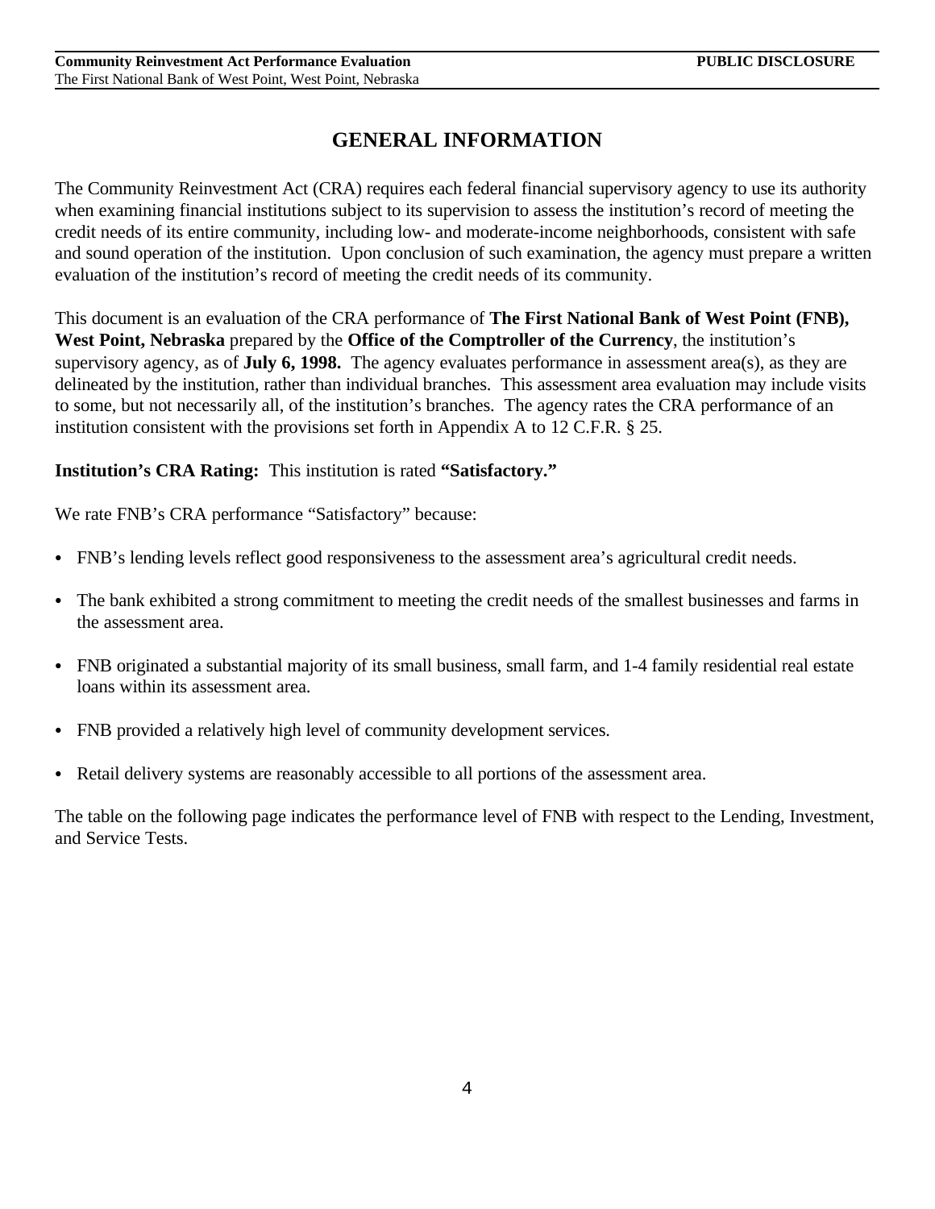# GENERAL INFORMATION

The Community Reinvestment Act (CRA) requires each federal financial supervisory agency to use its authority when examining financial institutions subject to its supervision to assess the institution's record of meeting the credit needs of its entire community, including low- and moderate-income neighborhoods, consistent with safe and sound operation of the institution. Upon conclusion of such examination, the agency must prepare a written evaluation of the institution's record of meeting the credit needs of its community.

This document is an evaluation of the CRA performance of **The First National Bank of West Point (FNB), West Point, Nebraska** prepared by the **Office of the Comptroller of the Currency**, the institution's supervisory agency, as of **July 6, 1998.** The agency evaluates performance in assessment area(s), as they are delineated by the institution, rather than individual branches. This assessment area evaluation may include visits to some, but not necessarily all, of the institution's branches. The agency rates the CRA performance of an institution consistent with the provisions set forth in Appendix A to 12 C.F.R. § 25.

**Institution's CRA Rating:** This institution is rated **"Satisfactory."**

We rate FNB's CRA performance "Satisfactory" because:

- FNB's lending levels reflect good responsiveness to the assessment area's agricultural credit needs.
- The bank exhibited a strong commitment to meeting the credit needs of the smallest businesses and farms in the assessment area.
- FNB originated a substantial majority of its small business, small farm, and 1-4 family residential real estate loans within its assessment area.
- FNB provided a relatively high level of community development services.
- Retail delivery systems are reasonably accessible to all portions of the assessment area.

The table on the following page indicates the performance level of FNB with respect to the Lending, Investment, and Service Tests.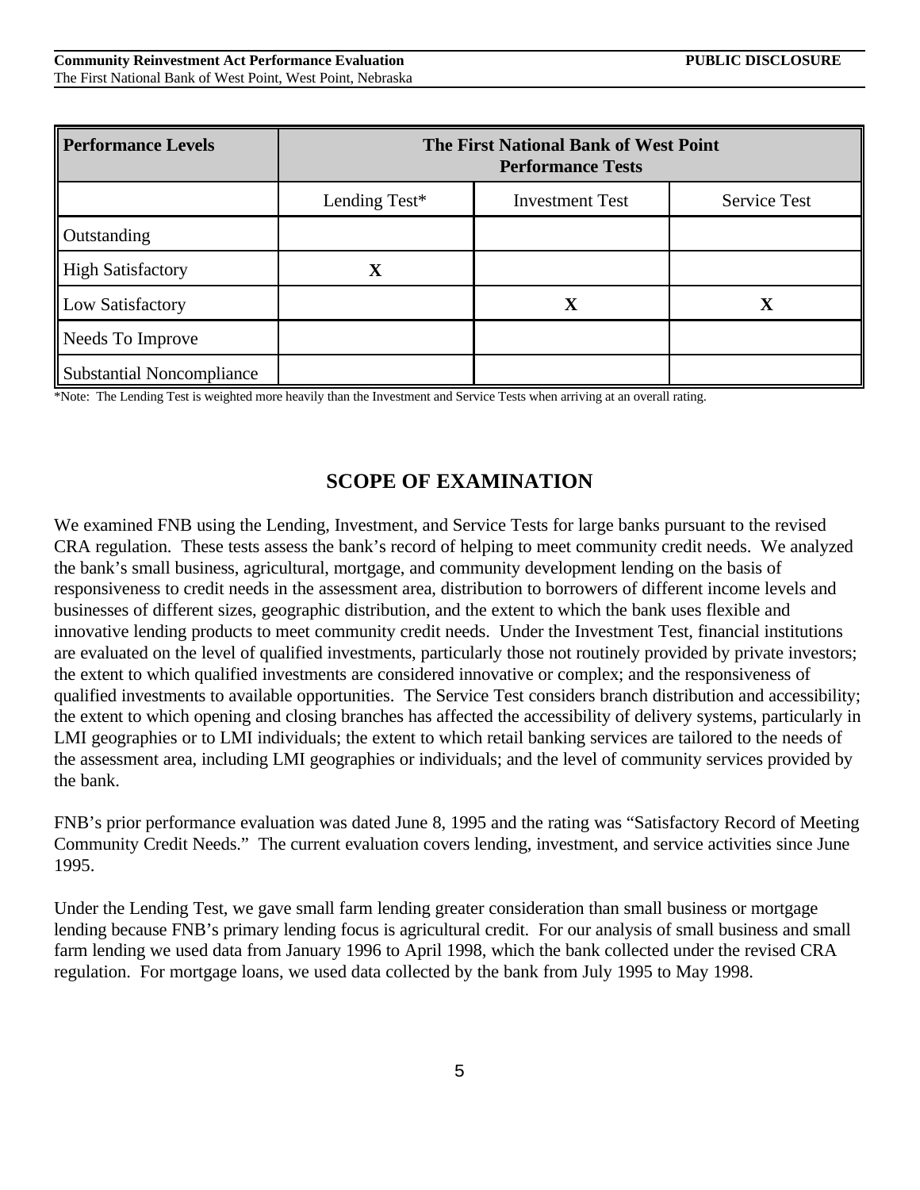| Performance Levels | The First National Bank of West Point Performance Tests | | |
|---|---|---|---|
| | Lending Test* | Investment Test | Service Test |
| Outstanding | | | |
| High Satisfactory | X | | |
| Low Satisfactory | | X | X |
| Needs To Improve | | | |
| Substantial Noncompliance | | | |

*Note: The Lending Test is weighted more heavily than the Investment and Service Tests when arriving at an overall rating.

## SCOPE OF EXAMINATION

We examined FNB using the Lending, Investment, and Service Tests for large banks pursuant to the revised CRA regulation. These tests assess the bank's record of helping to meet community credit needs. We analyzed the bank's small business, agricultural, mortgage, and community development lending on the basis of responsiveness to credit needs in the assessment area, distribution to borrowers of different income levels and businesses of different sizes, geographic distribution, and the extent to which the bank uses flexible and innovative lending products to meet community credit needs. Under the Investment Test, financial institutions are evaluated on the level of qualified investments, particularly those not routinely provided by private investors; the extent to which qualified investments are considered innovative or complex; and the responsiveness of qualified investments to available opportunities. The Service Test considers branch distribution and accessibility; the extent to which opening and closing branches has affected the accessibility of delivery systems, particularly in LMI geographies or to LMI individuals; the extent to which retail banking services are tailored to the needs of the assessment area, including LMI geographies or individuals; and the level of community services provided by the bank.

FNB's prior performance evaluation was dated June 8, 1995 and the rating was "Satisfactory Record of Meeting Community Credit Needs." The current evaluation covers lending, investment, and service activities since June 1995.

Under the Lending Test, we gave small farm lending greater consideration than small business or mortgage lending because FNB's primary lending focus is agricultural credit. For our analysis of small business and small farm lending we used data from January 1996 to April 1998, which the bank collected under the revised CRA regulation. For mortgage loans, we used data collected by the bank from July 1995 to May 1998.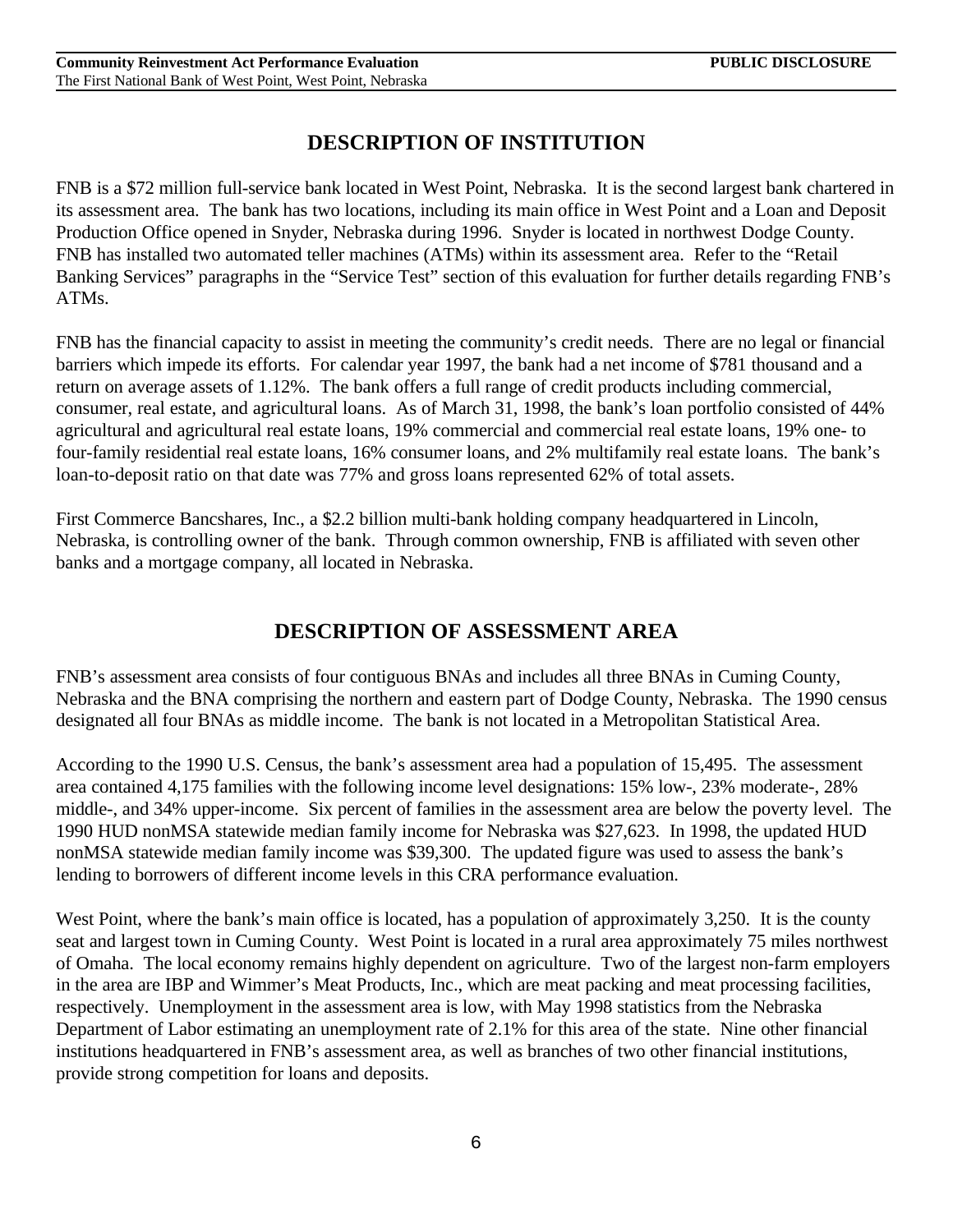## DESCRIPTION OF INSTITUTION

FNB is a $72 million full-service bank located in West Point, Nebraska. It is the second largest bank chartered in its assessment area. The bank has two locations, including its main office in West Point and a Loan and Deposit Production Office opened in Snyder, Nebraska during 1996. Snyder is located in northwest Dodge County. FNB has installed two automated teller machines (ATMs) within its assessment area. Refer to the "Retail Banking Services" paragraphs in the "Service Test" section of this evaluation for further details regarding FNB's ATMs.

FNB has the financial capacity to assist in meeting the community's credit needs. There are no legal or financial barriers which impede its efforts. For calendar year 1997, the bank had a net income of $781 thousand and a return on average assets of 1.12%. The bank offers a full range of credit products including commercial, consumer, real estate, and agricultural loans. As of March 31, 1998, the bank's loan portfolio consisted of 44% agricultural and agricultural real estate loans, 19% commercial and commercial real estate loans, 19% one- to four-family residential real estate loans, 16% consumer loans, and 2% multifamily real estate loans. The bank's loan-to-deposit ratio on that date was 77% and gross loans represented 62% of total assets.

First Commerce Bancshares, Inc., a $2.2 billion multi-bank holding company headquartered in Lincoln, Nebraska, is controlling owner of the bank. Through common ownership, FNB is affiliated with seven other banks and a mortgage company, all located in Nebraska.

## DESCRIPTION OF ASSESSMENT AREA

FNB's assessment area consists of four contiguous BNAs and includes all three BNAs in Cuming County, Nebraska and the BNA comprising the northern and eastern part of Dodge County, Nebraska. The 1990 census designated all four BNAs as middle income. The bank is not located in a Metropolitan Statistical Area.

According to the 1990 U.S. Census, the bank's assessment area had a population of 15,495. The assessment area contained 4,175 families with the following income level designations: 15% low-, 23% moderate-, 28% middle-, and 34% upper-income. Six percent of families in the assessment area are below the poverty level. The 1990 HUD nonMSA statewide median family income for Nebraska was $27,623. In 1998, the updated HUD nonMSA statewide median family income was $39,300. The updated figure was used to assess the bank's lending to borrowers of different income levels in this CRA performance evaluation.

West Point, where the bank's main office is located, has a population of approximately 3,250. It is the county seat and largest town in Cuming County. West Point is located in a rural area approximately 75 miles northwest of Omaha. The local economy remains highly dependent on agriculture. Two of the largest non-farm employers in the area are IBP and Wimmer's Meat Products, Inc., which are meat packing and meat processing facilities, respectively. Unemployment in the assessment area is low, with May 1998 statistics from the Nebraska Department of Labor estimating an unemployment rate of 2.1% for this area of the state. Nine other financial institutions headquartered in FNB's assessment area, as well as branches of two other financial institutions, provide strong competition for loans and deposits.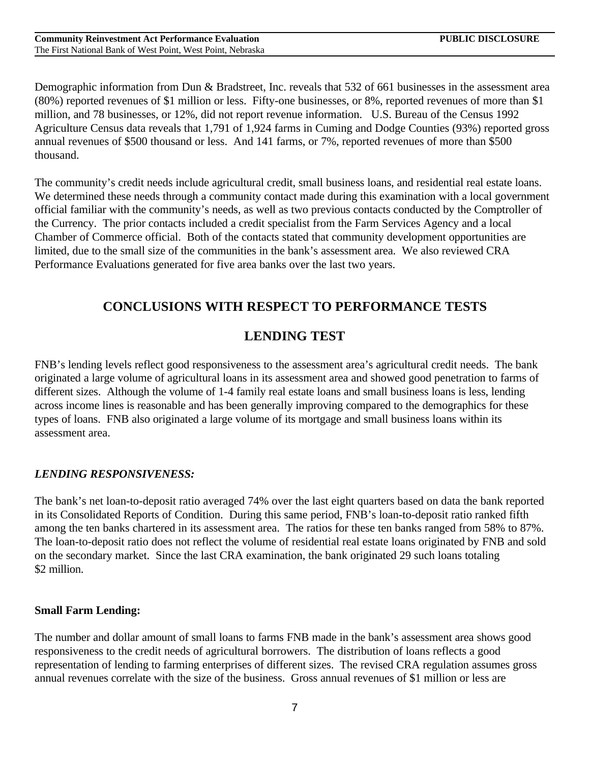Demographic information from Dun & Bradstreet, Inc. reveals that 532 of 661 businesses in the assessment area (80%) reported revenues of $1 million or less. Fifty-one businesses, or 8%, reported revenues of more than $1 million, and 78 businesses, or 12%, did not report revenue information. U.S. Bureau of the Census 1992 Agriculture Census data reveals that 1,791 of 1,924 farms in Cuming and Dodge Counties (93%) reported gross annual revenues of $500 thousand or less. And 141 farms, or 7%, reported revenues of more than $500 thousand.

The community's credit needs include agricultural credit, small business loans, and residential real estate loans. We determined these needs through a community contact made during this examination with a local government official familiar with the community's needs, as well as two previous contacts conducted by the Comptroller of the Currency. The prior contacts included a credit specialist from the Farm Services Agency and a local Chamber of Commerce official. Both of the contacts stated that community development opportunities are limited, due to the small size of the communities in the bank's assessment area. We also reviewed CRA Performance Evaluations generated for five area banks over the last two years.

## CONCLUSIONS WITH RESPECT TO PERFORMANCE TESTS

## LENDING TEST

FNB's lending levels reflect good responsiveness to the assessment area's agricultural credit needs. The bank originated a large volume of agricultural loans in its assessment area and showed good penetration to farms of different sizes. Although the volume of 1-4 family real estate loans and small business loans is less, lending across income lines is reasonable and has been generally improving compared to the demographics for these types of loans. FNB also originated a large volume of its mortgage and small business loans within its assessment area.

### *LENDING RESPONSIVENESS:*

The bank's net loan-to-deposit ratio averaged 74% over the last eight quarters based on data the bank reported in its Consolidated Reports of Condition. During this same period, FNB's loan-to-deposit ratio ranked fifth among the ten banks chartered in its assessment area. The ratios for these ten banks ranged from 58% to 87%. The loan-to-deposit ratio does not reflect the volume of residential real estate loans originated by FNB and sold on the secondary market. Since the last CRA examination, the bank originated 29 such loans totaling $2 million.

### **Small Farm Lending:**

The number and dollar amount of small loans to farms FNB made in the bank's assessment area shows good responsiveness to the credit needs of agricultural borrowers. The distribution of loans reflects a good representation of lending to farming enterprises of different sizes. The revised CRA regulation assumes gross annual revenues correlate with the size of the business. Gross annual revenues of $1 million or less are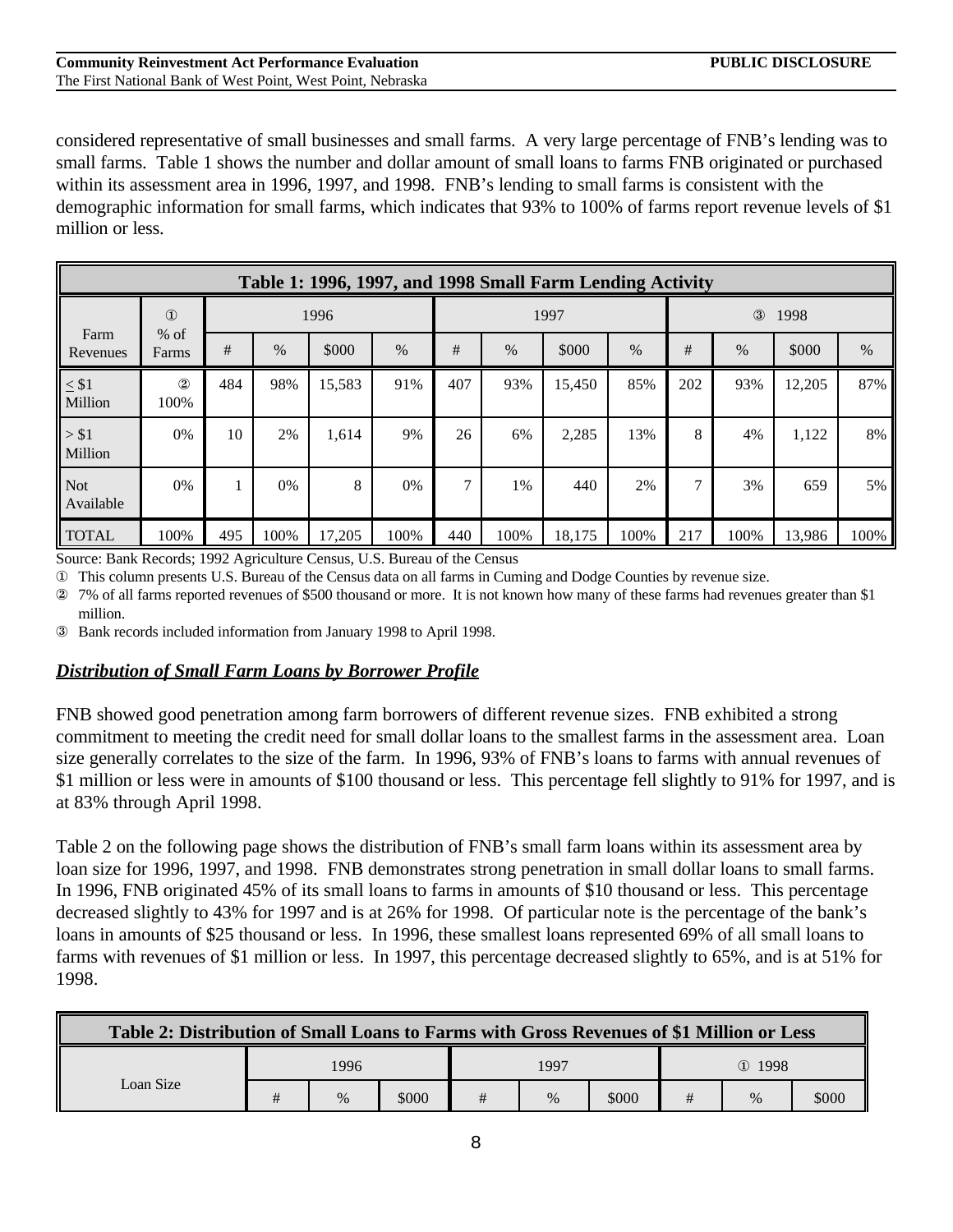considered representative of small businesses and small farms. A very large percentage of FNB's lending was to small farms. Table 1 shows the number and dollar amount of small loans to farms FNB originated or purchased within its assessment area in 1996, 1997, and 1998. FNB's lending to small farms is consistent with the demographic information for small farms, which indicates that 93% to 100% of farms report revenue levels of $1 million or less.

**Table 1: 1996, 1997, and 1998 Small Farm Lending Activity**

| Farm Revenues | ① % of Farms | 1996 | | | | 1997 | | | | ③ 1998 | | | |
|---|---|---|---|---|---|---|---|---|---|---|---|---|---|
| | | # | % | $000 | % | # | % | $000 | % | # | % | $000 | % |
| ≤ $1 Million | ② 100% | 484 | 98% | 15,583 | 91% | 407 | 93% | 15,450 | 85% | 202 | 93% | 12,205 | 87% |
| > $1 Million | 0% | 10 | 2% | 1,614 | 9% | 26 | 6% | 2,285 | 13% | 8 | 4% | 1,122 | 8% |
| Not Available | 0% | 1 | 0% | 8 | 0% | 7 | 1% | 440 | 2% | 7 | 3% | 659 | 5% |
| TOTAL | 100% | 495 | 100% | 17,205 | 100% | 440 | 100% | 18,175 | 100% | 217 | 100% | 13,986 | 100% |

Source: Bank Records; 1992 Agriculture Census, U.S. Bureau of the Census

① This column presents U.S. Bureau of the Census data on all farms in Cuming and Dodge Counties by revenue size.

② 7% of all farms reported revenues of $500 thousand or more. It is not known how many of these farms had revenues greater than $1 million.

③ Bank records included information from January 1998 to April 1998.

### ***Distribution of Small Farm Loans by Borrower Profile***

FNB showed good penetration among farm borrowers of different revenue sizes. FNB exhibited a strong commitment to meeting the credit need for small dollar loans to the smallest farms in the assessment area. Loan size generally correlates to the size of the farm. In 1996, 93% of FNB's loans to farms with annual revenues of $1 million or less were in amounts of $100 thousand or less. This percentage fell slightly to 91% for 1997, and is at 83% through April 1998.

Table 2 on the following page shows the distribution of FNB's small farm loans within its assessment area by loan size for 1996, 1997, and 1998. FNB demonstrates strong penetration in small dollar loans to small farms. In 1996, FNB originated 45% of its small loans to farms in amounts of $10 thousand or less. This percentage decreased slightly to 43% for 1997 and is at 26% for 1998. Of particular note is the percentage of the bank's loans in amounts of $25 thousand or less. In 1996, these smallest loans represented 69% of all small loans to farms with revenues of $1 million or less. In 1997, this percentage decreased slightly to 65%, and is at 51% for 1998.

**Table 2: Distribution of Small Loans to Farms with Gross Revenues of $1 Million or Less**

| Loan Size | 1996 | | | 1997 | | | ① 1998 | | |
|---|---|---|---|---|---|---|---|---|---|
| | # | % | $000 | # | % | $000 | # | % | $000 |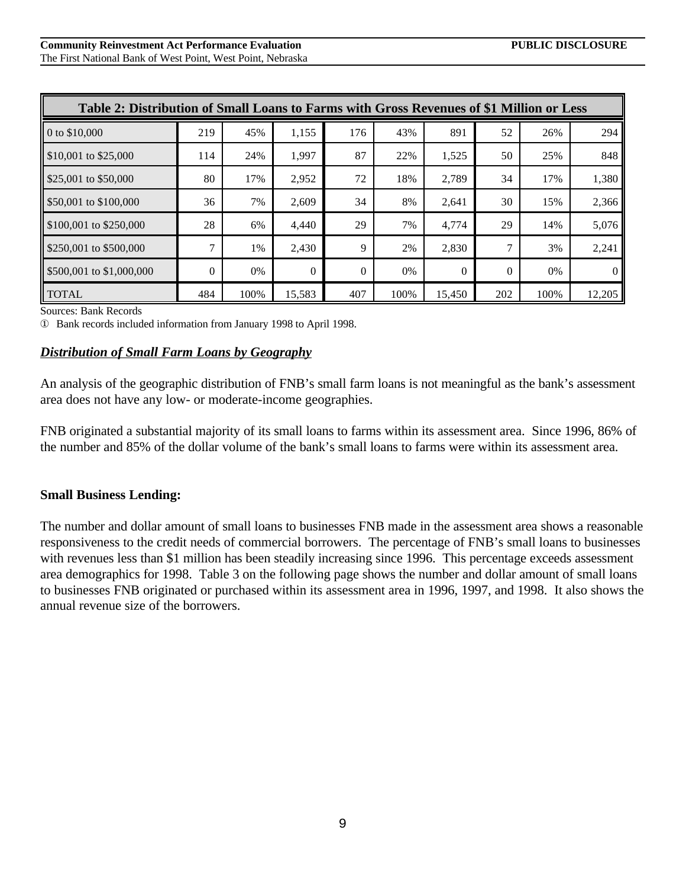| Table 2: Distribution of Small Loans to Farms with Gross Revenues of $1 Million or Less | | | | | | | | | |
|---|---|---|---|---|---|---|---|---|---|
| 0 to $10,000 | 219 | 45% | 1,155 | 176 | 43% | 891 | 52 | 26% | 294 |
| $10,001 to $25,000 | 114 | 24% | 1,997 | 87 | 22% | 1,525 | 50 | 25% | 848 |
| $25,001 to $50,000 | 80 | 17% | 2,952 | 72 | 18% | 2,789 | 34 | 17% | 1,380 |
| $50,001 to $100,000 | 36 | 7% | 2,609 | 34 | 8% | 2,641 | 30 | 15% | 2,366 |
| $100,001 to $250,000 | 28 | 6% | 4,440 | 29 | 7% | 4,774 | 29 | 14% | 5,076 |
| $250,001 to $500,000 | 7 | 1% | 2,430 | 9 | 2% | 2,830 | 7 | 3% | 2,241 |
| $500,001 to $1,000,000 | 0 | 0% | 0 | 0 | 0% | 0 | 0 | 0% | 0 |
| TOTAL | 484 | 100% | 15,583 | 407 | 100% | 15,450 | 202 | 100% | 12,205 |

Sources: Bank Records

① Bank records included information from January 1998 to April 1998.

***Distribution of Small Farm Loans by Geography***

An analysis of the geographic distribution of FNB's small farm loans is not meaningful as the bank's assessment area does not have any low- or moderate-income geographies.

FNB originated a substantial majority of its small loans to farms within its assessment area. Since 1996, 86% of the number and 85% of the dollar volume of the bank's small loans to farms were within its assessment area.

**Small Business Lending:**

The number and dollar amount of small loans to businesses FNB made in the assessment area shows a reasonable responsiveness to the credit needs of commercial borrowers. The percentage of FNB's small loans to businesses with revenues less than $1 million has been steadily increasing since 1996. This percentage exceeds assessment area demographics for 1998. Table 3 on the following page shows the number and dollar amount of small loans to businesses FNB originated or purchased within its assessment area in 1996, 1997, and 1998. It also shows the annual revenue size of the borrowers.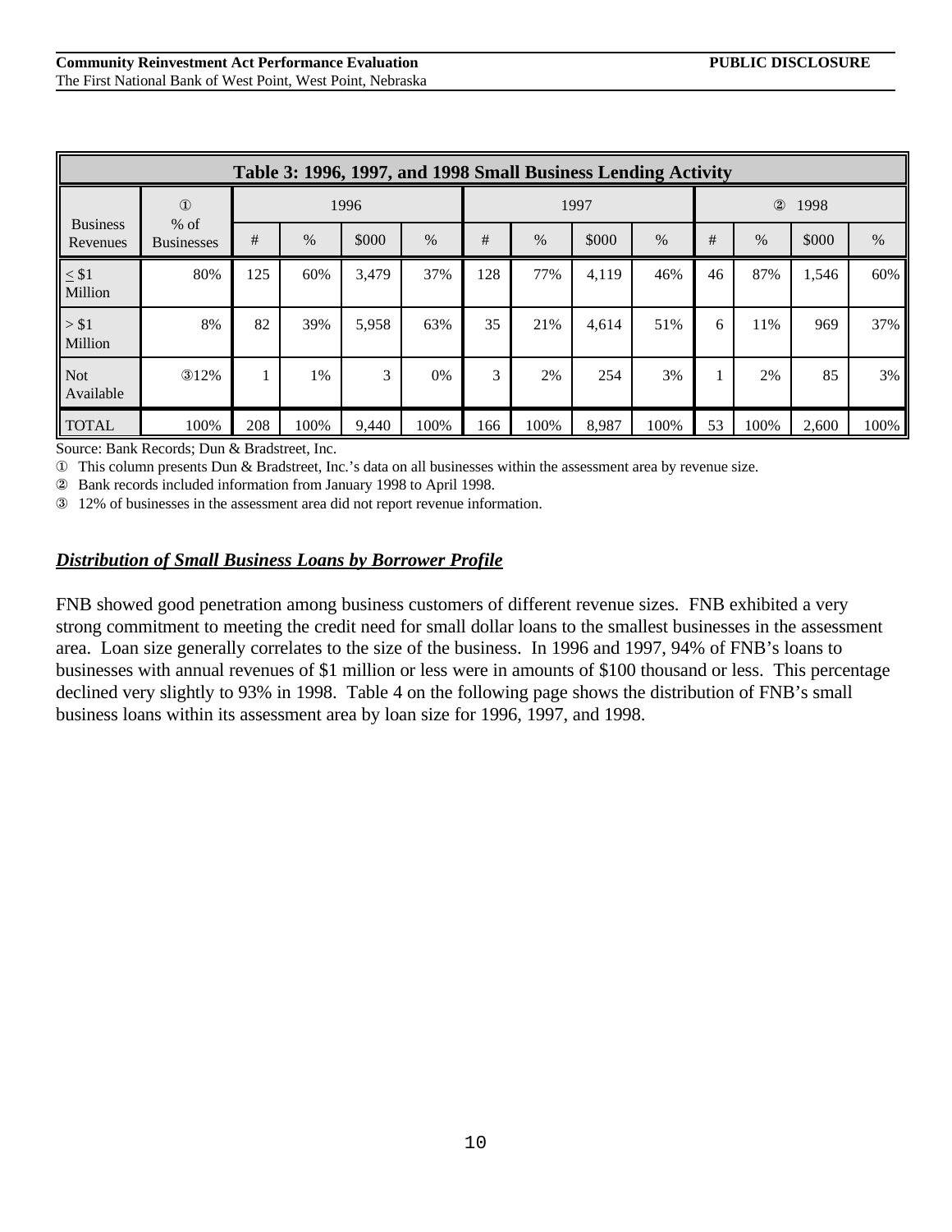| Table 3: 1996, 1997, and 1998 Small Business Lending Activity | | | | | | | | | | | | | | |
|---|---|---|---|---|---|---|---|---|---|---|---|---|---|---|
| Business Revenues | ① % of Businesses | 1996 | | | | 1997 | | | | ② 1998 | | | | |
| | | # | % | $000 | % | # | % | $000 | % | # | % | $000 | % |
| ≤ $1 Million | 80% | 125 | 60% | 3,479 | 37% | 128 | 77% | 4,119 | 46% | 46 | 87% | 1,546 | 60% |
| > $1 Million | 8% | 82 | 39% | 5,958 | 63% | 35 | 21% | 4,614 | 51% | 6 | 11% | 969 | 37% |
| Not Available | ③12% | 1 | 1% | 3 | 0% | 3 | 2% | 254 | 3% | 1 | 2% | 85 | 3% |
| TOTAL | 100% | 208 | 100% | 9,440 | 100% | 166 | 100% | 8,987 | 100% | 53 | 100% | 2,600 | 100% |

Source: Bank Records; Dun & Bradstreet, Inc.

① This column presents Dun & Bradstreet, Inc.'s data on all businesses within the assessment area by revenue size.

② Bank records included information from January 1998 to April 1998.

③ 12% of businesses in the assessment area did not report revenue information.

***Distribution of Small Business Loans by Borrower Profile***

FNB showed good penetration among business customers of different revenue sizes. FNB exhibited a very strong commitment to meeting the credit need for small dollar loans to the smallest businesses in the assessment area. Loan size generally correlates to the size of the business. In 1996 and 1997, 94% of FNB's loans to businesses with annual revenues of $1 million or less were in amounts of $100 thousand or less. This percentage declined very slightly to 93% in 1998. Table 4 on the following page shows the distribution of FNB's small business loans within its assessment area by loan size for 1996, 1997, and 1998.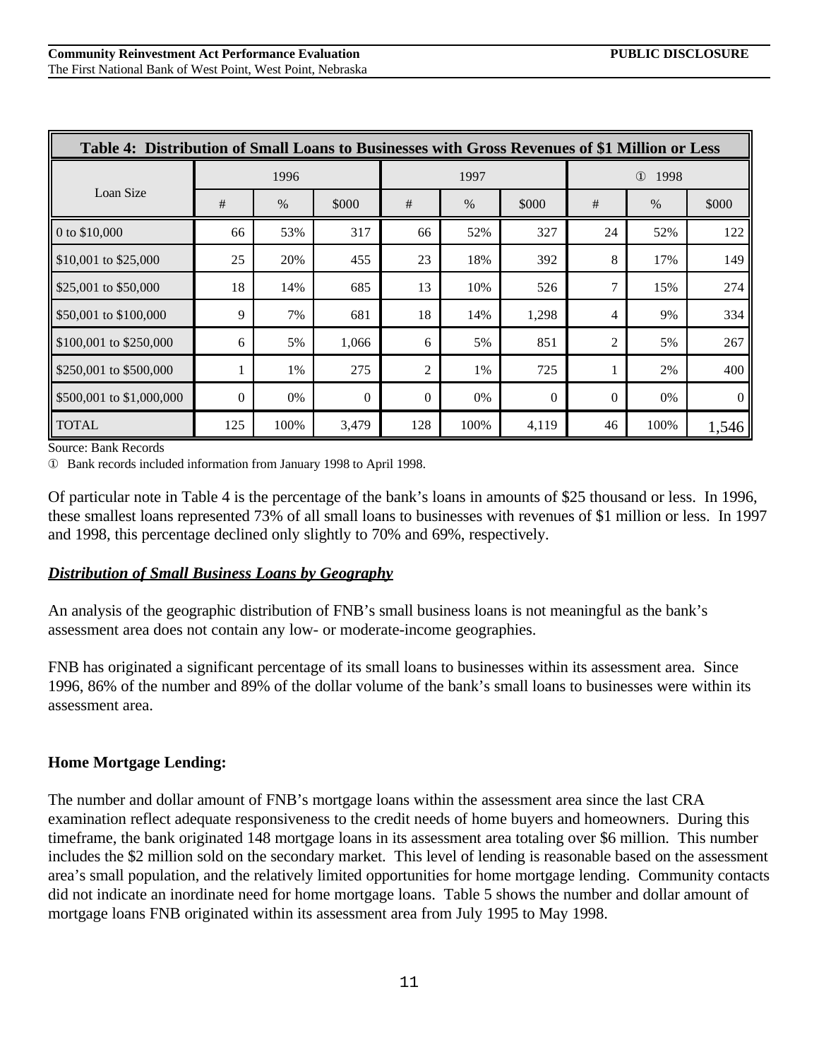| Table 4: Distribution of Small Loans to Businesses with Gross Revenues of $1 Million or Less | | | | | | | | | |
|---|---|---|---|---|---|---|---|---|---|
| Loan Size | 1996 | | | 1997 | | | ① 1998 | | |
| | # | % | $000 | # | % | $000 | # | % | $000 |
| 0 to $10,000 | 66 | 53% | 317 | 66 | 52% | 327 | 24 | 52% | 122 |
| $10,001 to $25,000 | 25 | 20% | 455 | 23 | 18% | 392 | 8 | 17% | 149 |
| $25,001 to $50,000 | 18 | 14% | 685 | 13 | 10% | 526 | 7 | 15% | 274 |
| $50,001 to $100,000 | 9 | 7% | 681 | 18 | 14% | 1,298 | 4 | 9% | 334 |
| $100,001 to $250,000 | 6 | 5% | 1,066 | 6 | 5% | 851 | 2 | 5% | 267 |
| $250,001 to $500,000 | 1 | 1% | 275 | 2 | 1% | 725 | 1 | 2% | 400 |
| $500,001 to $1,000,000 | 0 | 0% | 0 | 0 | 0% | 0 | 0 | 0% | 0 |
| TOTAL | 125 | 100% | 3,479 | 128 | 100% | 4,119 | 46 | 100% | 1,546 |

Source: Bank Records

① Bank records included information from January 1998 to April 1998.

Of particular note in Table 4 is the percentage of the bank's loans in amounts of $25 thousand or less. In 1996, these smallest loans represented 73% of all small loans to businesses with revenues of $1 million or less. In 1997 and 1998, this percentage declined only slightly to 70% and 69%, respectively.

***Distribution of Small Business Loans by Geography***

An analysis of the geographic distribution of FNB's small business loans is not meaningful as the bank's assessment area does not contain any low- or moderate-income geographies.

FNB has originated a significant percentage of its small loans to businesses within its assessment area. Since 1996, 86% of the number and 89% of the dollar volume of the bank's small loans to businesses were within its assessment area.

**Home Mortgage Lending:**

The number and dollar amount of FNB's mortgage loans within the assessment area since the last CRA examination reflect adequate responsiveness to the credit needs of home buyers and homeowners. During this timeframe, the bank originated 148 mortgage loans in its assessment area totaling over $6 million. This number includes the $2 million sold on the secondary market. This level of lending is reasonable based on the assessment area's small population, and the relatively limited opportunities for home mortgage lending. Community contacts did not indicate an inordinate need for home mortgage loans. Table 5 shows the number and dollar amount of mortgage loans FNB originated within its assessment area from July 1995 to May 1998.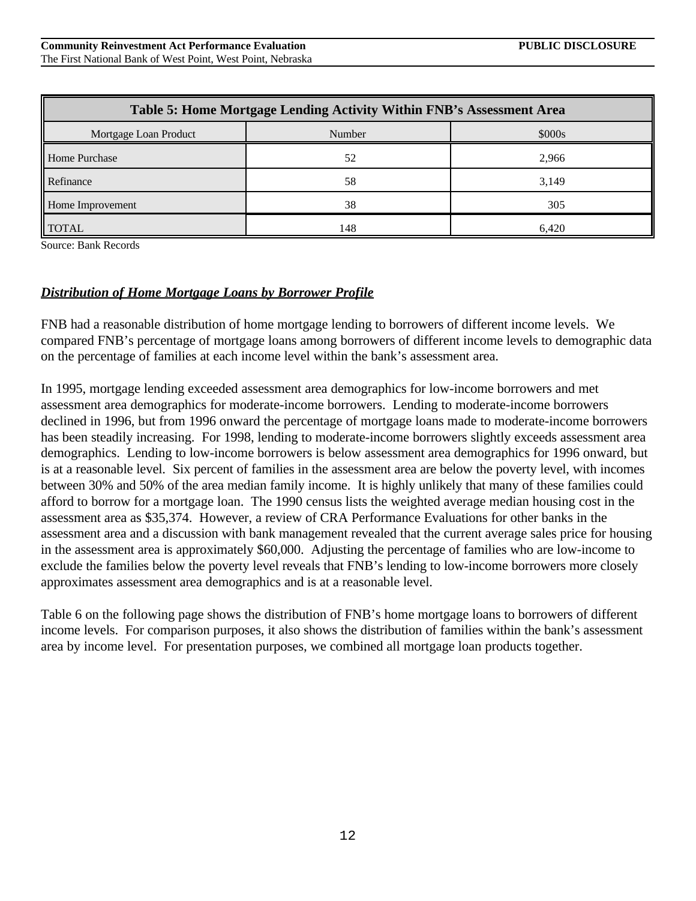| Table 5: Home Mortgage Lending Activity Within FNB's Assessment Area | | |
|---|---|---|
| Mortgage Loan Product | Number | $000s |
| Home Purchase | 52 | 2,966 |
| Refinance | 58 | 3,149 |
| Home Improvement | 38 | 305 |
| TOTAL | 148 | 6,420 |

Source: Bank Records

***Distribution of Home Mortgage Loans by Borrower Profile***

FNB had a reasonable distribution of home mortgage lending to borrowers of different income levels. We compared FNB's percentage of mortgage loans among borrowers of different income levels to demographic data on the percentage of families at each income level within the bank's assessment area.

In 1995, mortgage lending exceeded assessment area demographics for low-income borrowers and met assessment area demographics for moderate-income borrowers. Lending to moderate-income borrowers declined in 1996, but from 1996 onward the percentage of mortgage loans made to moderate-income borrowers has been steadily increasing. For 1998, lending to moderate-income borrowers slightly exceeds assessment area demographics. Lending to low-income borrowers is below assessment area demographics for 1996 onward, but is at a reasonable level. Six percent of families in the assessment area are below the poverty level, with incomes between 30% and 50% of the area median family income. It is highly unlikely that many of these families could afford to borrow for a mortgage loan. The 1990 census lists the weighted average median housing cost in the assessment area as $35,374. However, a review of CRA Performance Evaluations for other banks in the assessment area and a discussion with bank management revealed that the current average sales price for housing in the assessment area is approximately $60,000. Adjusting the percentage of families who are low-income to exclude the families below the poverty level reveals that FNB's lending to low-income borrowers more closely approximates assessment area demographics and is at a reasonable level.

Table 6 on the following page shows the distribution of FNB's home mortgage loans to borrowers of different income levels. For comparison purposes, it also shows the distribution of families within the bank's assessment area by income level. For presentation purposes, we combined all mortgage loan products together.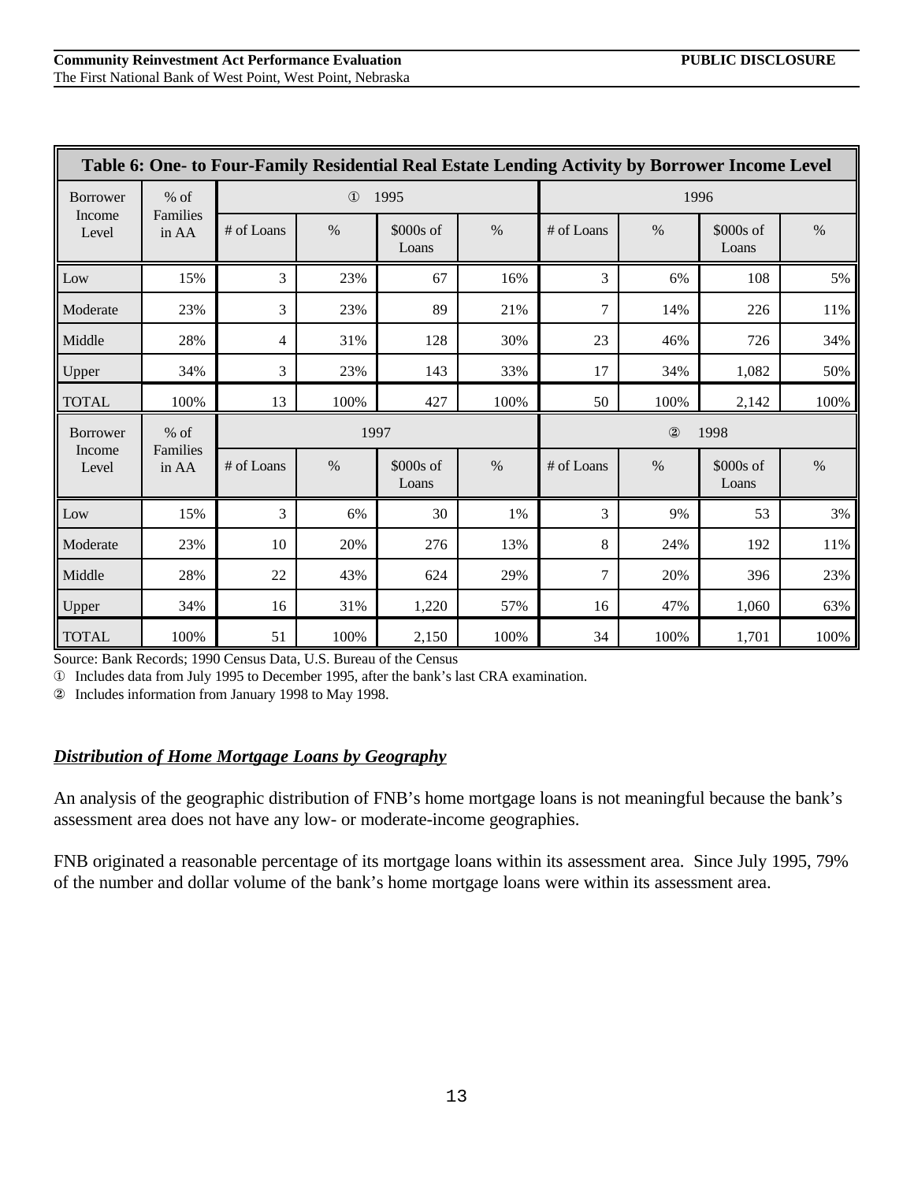**Table 6: One- to Four-Family Residential Real Estate Lending Activity by Borrower Income Level**

| Borrower Income Level | % of Families in AA | ① 1995 | | | | 1996 | | | |
|---|---|---|---|---|---|---|---|---|---|
| | | # of Loans | % | $000s of Loans | % | # of Loans | % | $000s of Loans | % |
| Low | 15% | 3 | 23% | 67 | 16% | 3 | 6% | 108 | 5% |
| Moderate | 23% | 3 | 23% | 89 | 21% | 7 | 14% | 226 | 11% |
| Middle | 28% | 4 | 31% | 128 | 30% | 23 | 46% | 726 | 34% |
| Upper | 34% | 3 | 23% | 143 | 33% | 17 | 34% | 1,082 | 50% |
| TOTAL | 100% | 13 | 100% | 427 | 100% | 50 | 100% | 2,142 | 100% |
| **Borrower Income Level** | **% of Families in AA** | **1997** | | | | **② 1998** | | | |
| | | # of Loans | % | $000s of Loans | % | # of Loans | % | $000s of Loans | % |
| Low | 15% | 3 | 6% | 30 | 1% | 3 | 9% | 53 | 3% |
| Moderate | 23% | 10 | 20% | 276 | 13% | 8 | 24% | 192 | 11% |
| Middle | 28% | 22 | 43% | 624 | 29% | 7 | 20% | 396 | 23% |
| Upper | 34% | 16 | 31% | 1,220 | 57% | 16 | 47% | 1,060 | 63% |
| TOTAL | 100% | 51 | 100% | 2,150 | 100% | 34 | 100% | 1,701 | 100% |

Source: Bank Records; 1990 Census Data, U.S. Bureau of the Census

① Includes data from July 1995 to December 1995, after the bank's last CRA examination.

② Includes information from January 1998 to May 1998.

***Distribution of Home Mortgage Loans by Geography***

An analysis of the geographic distribution of FNB's home mortgage loans is not meaningful because the bank's assessment area does not have any low- or moderate-income geographies.

FNB originated a reasonable percentage of its mortgage loans within its assessment area. Since July 1995, 79% of the number and dollar volume of the bank's home mortgage loans were within its assessment area.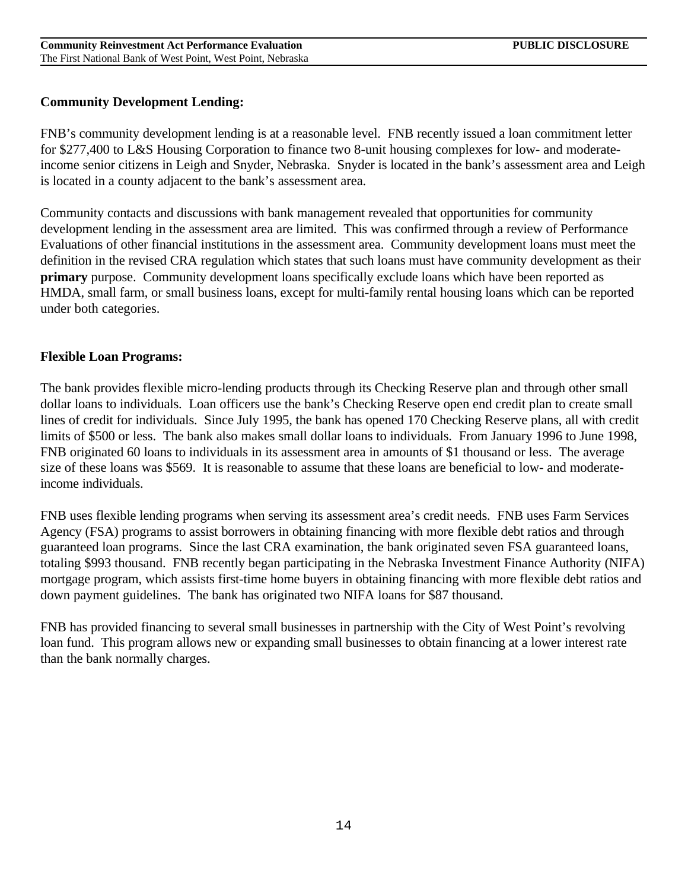### Community Development Lending:

FNB's community development lending is at a reasonable level. FNB recently issued a loan commitment letter for $277,400 to L&S Housing Corporation to finance two 8-unit housing complexes for low- and moderate-income senior citizens in Leigh and Snyder, Nebraska. Snyder is located in the bank's assessment area and Leigh is located in a county adjacent to the bank's assessment area.

Community contacts and discussions with bank management revealed that opportunities for community development lending in the assessment area are limited. This was confirmed through a review of Performance Evaluations of other financial institutions in the assessment area. Community development loans must meet the definition in the revised CRA regulation which states that such loans must have community development as their **primary** purpose. Community development loans specifically exclude loans which have been reported as HMDA, small farm, or small business loans, except for multi-family rental housing loans which can be reported under both categories.

### Flexible Loan Programs:

The bank provides flexible micro-lending products through its Checking Reserve plan and through other small dollar loans to individuals. Loan officers use the bank's Checking Reserve open end credit plan to create small lines of credit for individuals. Since July 1995, the bank has opened 170 Checking Reserve plans, all with credit limits of $500 or less. The bank also makes small dollar loans to individuals. From January 1996 to June 1998, FNB originated 60 loans to individuals in its assessment area in amounts of $1 thousand or less. The average size of these loans was $569. It is reasonable to assume that these loans are beneficial to low- and moderate-income individuals.

FNB uses flexible lending programs when serving its assessment area's credit needs. FNB uses Farm Services Agency (FSA) programs to assist borrowers in obtaining financing with more flexible debt ratios and through guaranteed loan programs. Since the last CRA examination, the bank originated seven FSA guaranteed loans, totaling $993 thousand. FNB recently began participating in the Nebraska Investment Finance Authority (NIFA) mortgage program, which assists first-time home buyers in obtaining financing with more flexible debt ratios and down payment guidelines. The bank has originated two NIFA loans for $87 thousand.

FNB has provided financing to several small businesses in partnership with the City of West Point's revolving loan fund. This program allows new or expanding small businesses to obtain financing at a lower interest rate than the bank normally charges.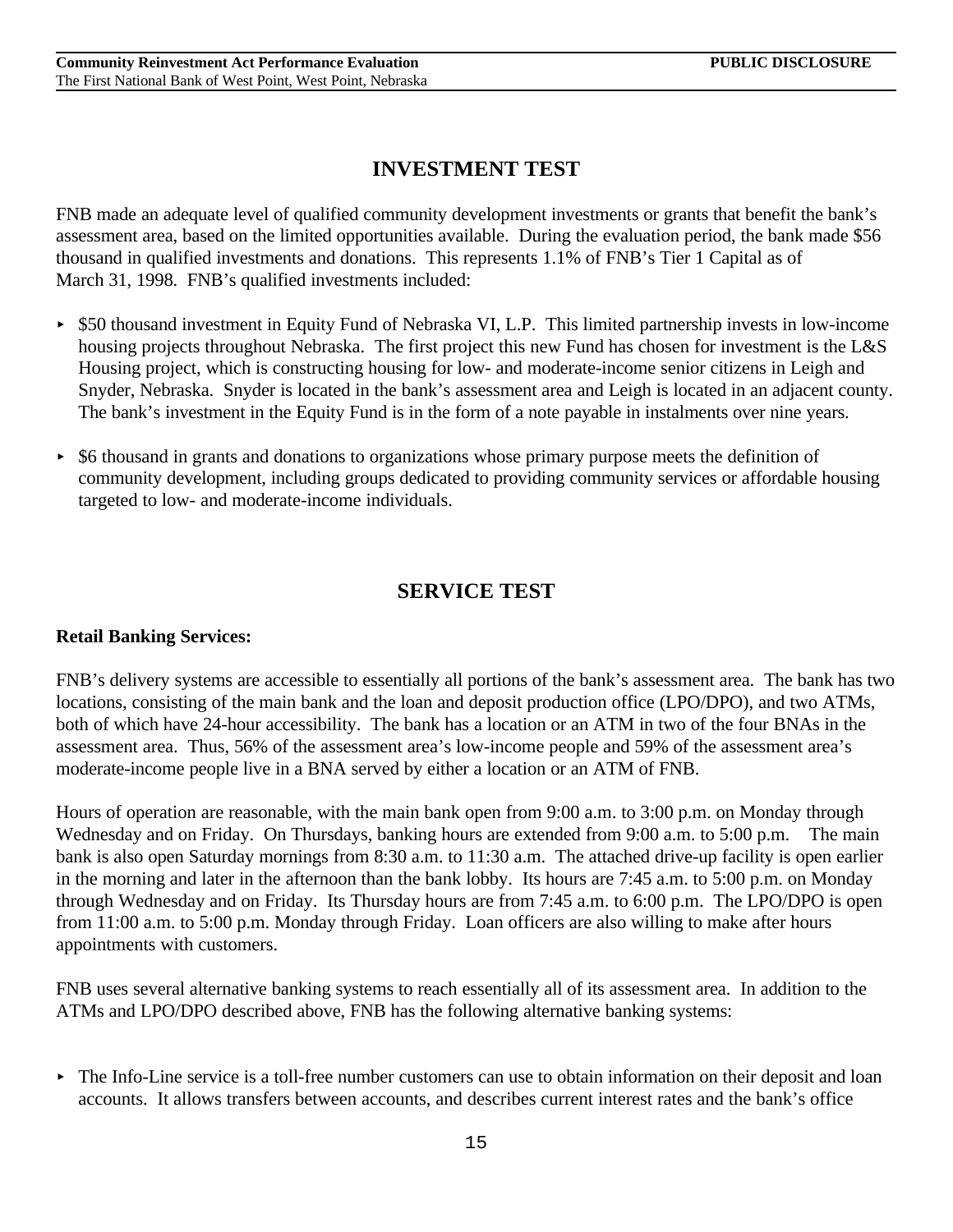## INVESTMENT TEST

FNB made an adequate level of qualified community development investments or grants that benefit the bank's assessment area, based on the limited opportunities available. During the evaluation period, the bank made $56 thousand in qualified investments and donations. This represents 1.1% of FNB's Tier 1 Capital as of March 31, 1998. FNB's qualified investments included:

- $50 thousand investment in Equity Fund of Nebraska VI, L.P. This limited partnership invests in low-income housing projects throughout Nebraska. The first project this new Fund has chosen for investment is the L&S Housing project, which is constructing housing for low- and moderate-income senior citizens in Leigh and Snyder, Nebraska. Snyder is located in the bank's assessment area and Leigh is located in an adjacent county. The bank's investment in the Equity Fund is in the form of a note payable in instalments over nine years.

- $6 thousand in grants and donations to organizations whose primary purpose meets the definition of community development, including groups dedicated to providing community services or affordable housing targeted to low- and moderate-income individuals.

## SERVICE TEST

**Retail Banking Services:**

FNB's delivery systems are accessible to essentially all portions of the bank's assessment area. The bank has two locations, consisting of the main bank and the loan and deposit production office (LPO/DPO), and two ATMs, both of which have 24-hour accessibility. The bank has a location or an ATM in two of the four BNAs in the assessment area. Thus, 56% of the assessment area's low-income people and 59% of the assessment area's moderate-income people live in a BNA served by either a location or an ATM of FNB.

Hours of operation are reasonable, with the main bank open from 9:00 a.m. to 3:00 p.m. on Monday through Wednesday and on Friday. On Thursdays, banking hours are extended from 9:00 a.m. to 5:00 p.m. The main bank is also open Saturday mornings from 8:30 a.m. to 11:30 a.m. The attached drive-up facility is open earlier in the morning and later in the afternoon than the bank lobby. Its hours are 7:45 a.m. to 5:00 p.m. on Monday through Wednesday and on Friday. Its Thursday hours are from 7:45 a.m. to 6:00 p.m. The LPO/DPO is open from 11:00 a.m. to 5:00 p.m. Monday through Friday. Loan officers are also willing to make after hours appointments with customers.

FNB uses several alternative banking systems to reach essentially all of its assessment area. In addition to the ATMs and LPO/DPO described above, FNB has the following alternative banking systems:

- The Info-Line service is a toll-free number customers can use to obtain information on their deposit and loan accounts. It allows transfers between accounts, and describes current interest rates and the bank's office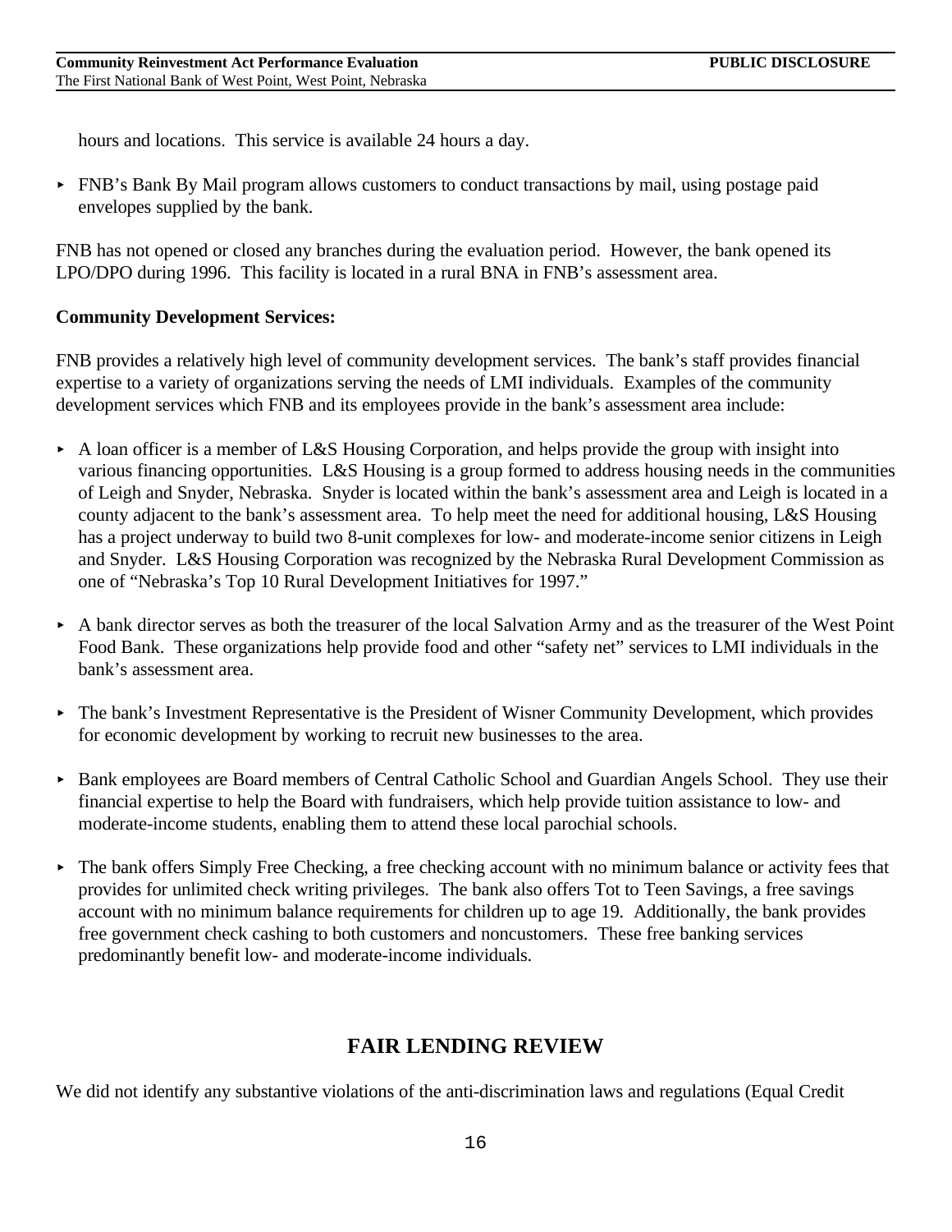hours and locations. This service is available 24 hours a day.

- FNB's Bank By Mail program allows customers to conduct transactions by mail, using postage paid envelopes supplied by the bank.

FNB has not opened or closed any branches during the evaluation period. However, the bank opened its LPO/DPO during 1996. This facility is located in a rural BNA in FNB's assessment area.

**Community Development Services:**

FNB provides a relatively high level of community development services. The bank's staff provides financial expertise to a variety of organizations serving the needs of LMI individuals. Examples of the community development services which FNB and its employees provide in the bank's assessment area include:

- A loan officer is a member of L&S Housing Corporation, and helps provide the group with insight into various financing opportunities. L&S Housing is a group formed to address housing needs in the communities of Leigh and Snyder, Nebraska. Snyder is located within the bank's assessment area and Leigh is located in a county adjacent to the bank's assessment area. To help meet the need for additional housing, L&S Housing has a project underway to build two 8-unit complexes for low- and moderate-income senior citizens in Leigh and Snyder. L&S Housing Corporation was recognized by the Nebraska Rural Development Commission as one of "Nebraska's Top 10 Rural Development Initiatives for 1997."

- A bank director serves as both the treasurer of the local Salvation Army and as the treasurer of the West Point Food Bank. These organizations help provide food and other "safety net" services to LMI individuals in the bank's assessment area.

- The bank's Investment Representative is the President of Wisner Community Development, which provides for economic development by working to recruit new businesses to the area.

- Bank employees are Board members of Central Catholic School and Guardian Angels School. They use their financial expertise to help the Board with fundraisers, which help provide tuition assistance to low- and moderate-income students, enabling them to attend these local parochial schools.

- The bank offers Simply Free Checking, a free checking account with no minimum balance or activity fees that provides for unlimited check writing privileges. The bank also offers Tot to Teen Savings, a free savings account with no minimum balance requirements for children up to age 19. Additionally, the bank provides free government check cashing to both customers and noncustomers. These free banking services predominantly benefit low- and moderate-income individuals.

## FAIR LENDING REVIEW

We did not identify any substantive violations of the anti-discrimination laws and regulations (Equal Credit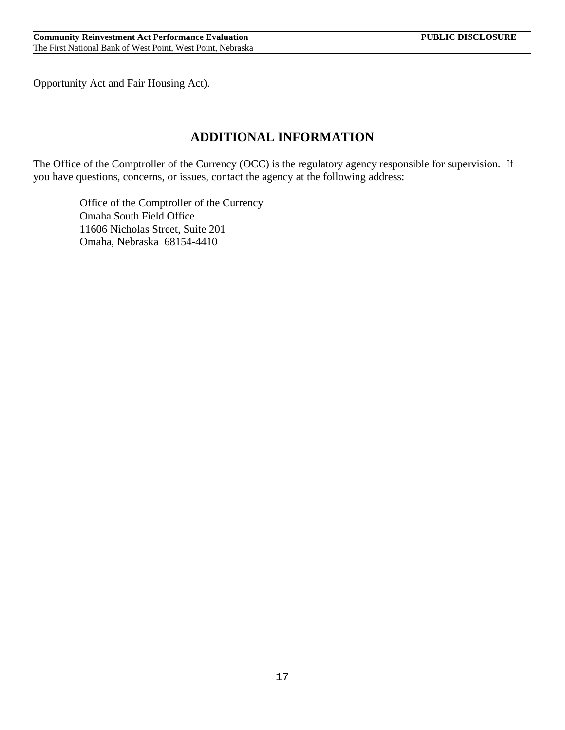Opportunity Act and Fair Housing Act).

## ADDITIONAL INFORMATION

The Office of the Comptroller of the Currency (OCC) is the regulatory agency responsible for supervision. If you have questions, concerns, or issues, contact the agency at the following address:

Office of the Comptroller of the Currency
Omaha South Field Office
11606 Nicholas Street, Suite 201
Omaha, Nebraska 68154-4410